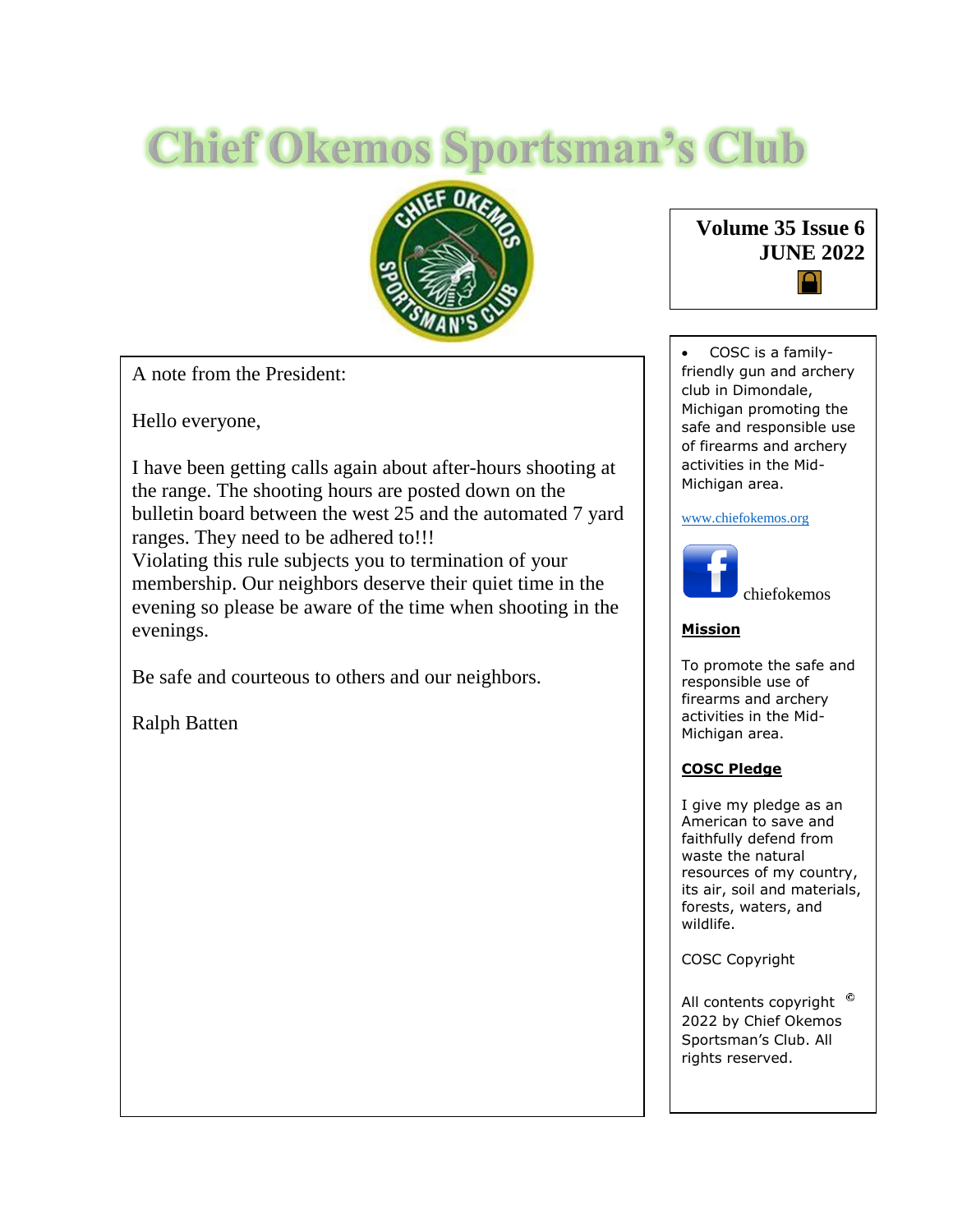# Chief Okemos Sportsman's Club

**Volume 35 Issue 6**
**JUNE 2022**

A note from the President:

Hello everyone,

I have been getting calls again about after-hours shooting at the range. The shooting hours are posted down on the bulletin board between the west 25 and the automated 7 yard ranges. They need to be adhered to!!!
Violating this rule subjects you to termination of your membership. Our neighbors deserve their quiet time in the evening so please be aware of the time when shooting in the evenings.

Be safe and courteous to others and our neighbors.

Ralph Batten

- COSC is a family-friendly gun and archery club in Dimondale, Michigan promoting the safe and responsible use of firearms and archery activities in the Mid-Michigan area.

www.chiefokemos.org

chiefokemos

**Mission**

To promote the safe and responsible use of firearms and archery activities in the Mid-Michigan area.

**COSC Pledge**

I give my pledge as an American to save and faithfully defend from waste the natural resources of my country, its air, soil and materials, forests, waters, and wildlife.

COSC Copyright

All contents copyright © 2022 by Chief Okemos Sportsman's Club. All rights reserved.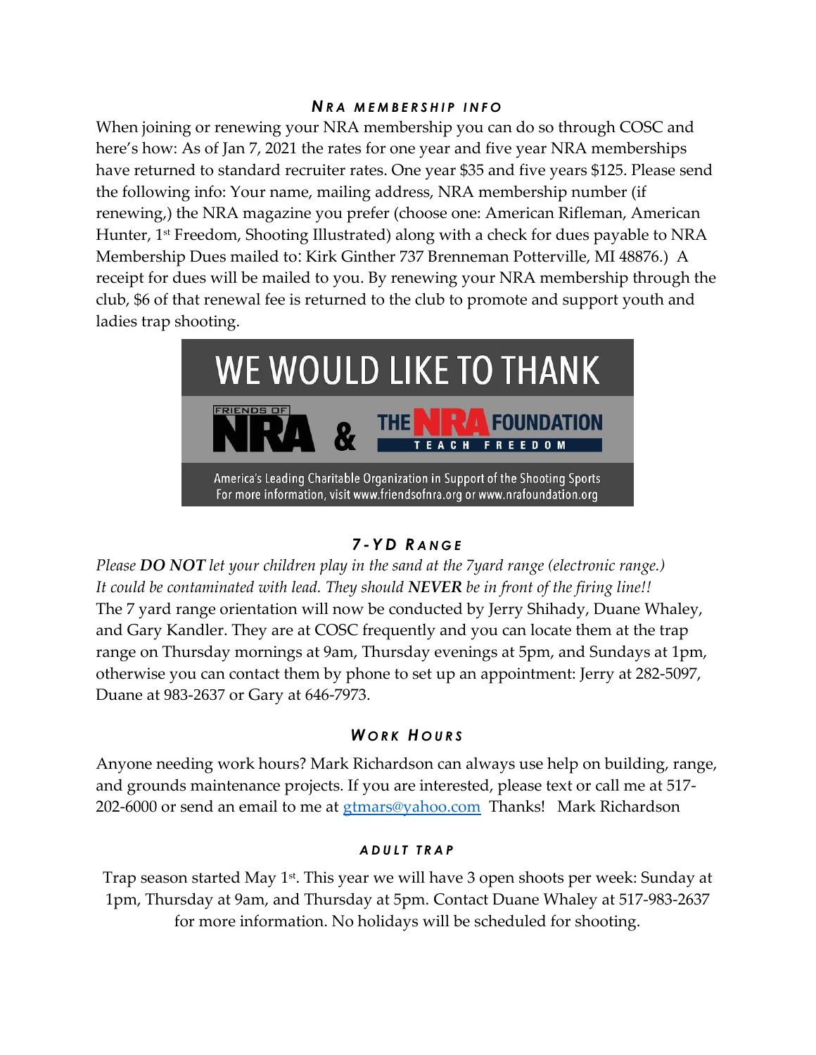### NRA MEMBERSHIP INFO

When joining or renewing your NRA membership you can do so through COSC and here's how: As of Jan 7, 2021 the rates for one year and five year NRA memberships have returned to standard recruiter rates. One year $35 and five years $125. Please send the following info: Your name, mailing address, NRA membership number (if renewing,) the NRA magazine you prefer (choose one: American Rifleman, American Hunter, 1st Freedom, Shooting Illustrated) along with a check for dues payable to NRA Membership Dues mailed to: Kirk Ginther 737 Brenneman Potterville, MI 48876.) A receipt for dues will be mailed to you. By renewing your NRA membership through the club, $6 of that renewal fee is returned to the club to promote and support youth and ladies trap shooting.

WE WOULD LIKE TO THANK

FRIENDS OF NRA & THE NRA FOUNDATION TEACH FREEDOM

America's Leading Charitable Organization in Support of the Shooting Sports
For more information, visit www.friendsofnra.org or www.nrafoundation.org

### 7-YD RANGE

*Please **DO NOT** let your children play in the sand at the 7yard range (electronic range.) It could be contaminated with lead. They should **NEVER** be in front of the firing line!!*
The 7 yard range orientation will now be conducted by Jerry Shihady, Duane Whaley, and Gary Kandler. They are at COSC frequently and you can locate them at the trap range on Thursday mornings at 9am, Thursday evenings at 5pm, and Sundays at 1pm, otherwise you can contact them by phone to set up an appointment: Jerry at 282-5097, Duane at 983-2637 or Gary at 646-7973.

### WORK HOURS

Anyone needing work hours? Mark Richardson can always use help on building, range, and grounds maintenance projects. If you are interested, please text or call me at 517-202-6000 or send an email to me at gtmars@yahoo.com Thanks! Mark Richardson

### ADULT TRAP

Trap season started May 1st. This year we will have 3 open shoots per week: Sunday at 1pm, Thursday at 9am, and Thursday at 5pm. Contact Duane Whaley at 517-983-2637 for more information. No holidays will be scheduled for shooting.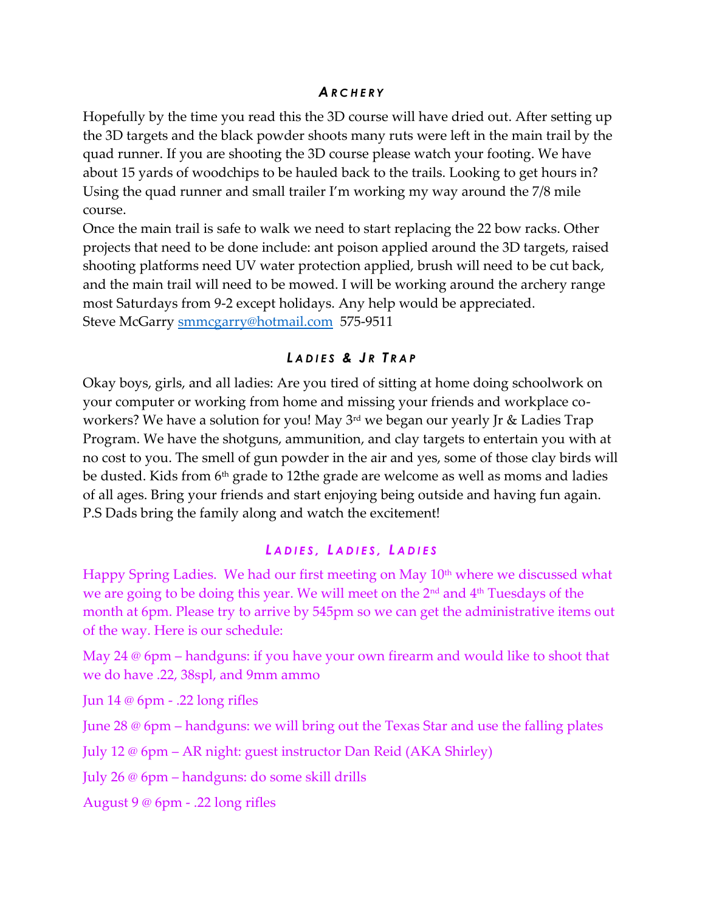## *Archery*

Hopefully by the time you read this the 3D course will have dried out. After setting up the 3D targets and the black powder shoots many ruts were left in the main trail by the quad runner. If you are shooting the 3D course please watch your footing. We have about 15 yards of woodchips to be hauled back to the trails. Looking to get hours in? Using the quad runner and small trailer I'm working my way around the 7/8 mile course.

Once the main trail is safe to walk we need to start replacing the 22 bow racks. Other projects that need to be done include: ant poison applied around the 3D targets, raised shooting platforms need UV water protection applied, brush will need to be cut back, and the main trail will need to be mowed. I will be working around the archery range most Saturdays from 9-2 except holidays. Any help would be appreciated.
Steve McGarry smmcgarry@hotmail.com 575-9511

## *Ladies & Jr Trap*

Okay boys, girls, and all ladies: Are you tired of sitting at home doing schoolwork on your computer or working from home and missing your friends and workplace co-workers? We have a solution for you! May 3rd we began our yearly Jr & Ladies Trap Program. We have the shotguns, ammunition, and clay targets to entertain you with at no cost to you. The smell of gun powder in the air and yes, some of those clay birds will be dusted. Kids from 6th grade to 12the grade are welcome as well as moms and ladies of all ages. Bring your friends and start enjoying being outside and having fun again. P.S Dads bring the family along and watch the excitement!

## *Ladies, Ladies, Ladies*

Happy Spring Ladies. We had our first meeting on May 10th where we discussed what we are going to be doing this year. We will meet on the 2nd and 4th Tuesdays of the month at 6pm. Please try to arrive by 545pm so we can get the administrative items out of the way. Here is our schedule:

May 24 @ 6pm – handguns: if you have your own firearm and would like to shoot that we do have .22, 38spl, and 9mm ammo

Jun 14 @ 6pm - .22 long rifles

June 28 @ 6pm – handguns: we will bring out the Texas Star and use the falling plates

July 12 @ 6pm – AR night: guest instructor Dan Reid (AKA Shirley)

July 26 @ 6pm – handguns: do some skill drills

August 9 @ 6pm - .22 long rifles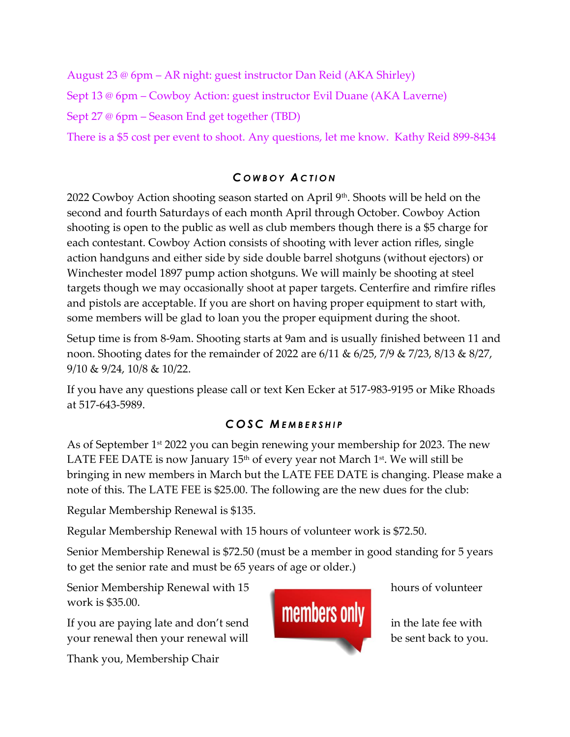August 23 @ 6pm – AR night: guest instructor Dan Reid (AKA Shirley)

Sept 13 @ 6pm – Cowboy Action: guest instructor Evil Duane (AKA Laverne)

Sept 27 @ 6pm – Season End get together (TBD)

There is a $5 cost per event to shoot. Any questions, let me know. Kathy Reid 899-8434

## Cowboy Action

2022 Cowboy Action shooting season started on April 9th. Shoots will be held on the second and fourth Saturdays of each month April through October. Cowboy Action shooting is open to the public as well as club members though there is a $5 charge for each contestant. Cowboy Action consists of shooting with lever action rifles, single action handguns and either side by side double barrel shotguns (without ejectors) or Winchester model 1897 pump action shotguns. We will mainly be shooting at steel targets though we may occasionally shoot at paper targets. Centerfire and rimfire rifles and pistols are acceptable. If you are short on having proper equipment to start with, some members will be glad to loan you the proper equipment during the shoot.

Setup time is from 8-9am. Shooting starts at 9am and is usually finished between 11 and noon. Shooting dates for the remainder of 2022 are 6/11 & 6/25, 7/9 & 7/23, 8/13 & 8/27, 9/10 & 9/24, 10/8 & 10/22.

If you have any questions please call or text Ken Ecker at 517-983-9195 or Mike Rhoads at 517-643-5989.

## COSC Membership

As of September 1st 2022 you can begin renewing your membership for 2023. The new LATE FEE DATE is now January 15th of every year not March 1st. We will still be bringing in new members in March but the LATE FEE DATE is changing. Please make a note of this. The LATE FEE is $25.00. The following are the new dues for the club:

Regular Membership Renewal is $135.

Regular Membership Renewal with 15 hours of volunteer work is $72.50.

Senior Membership Renewal is $72.50 (must be a member in good standing for 5 years to get the senior rate and must be 65 years of age or older.)

Senior Membership Renewal with 15 hours of volunteer work is $35.00.

If you are paying late and don't send in the late fee with your renewal then your renewal will be sent back to you.

Thank you, Membership Chair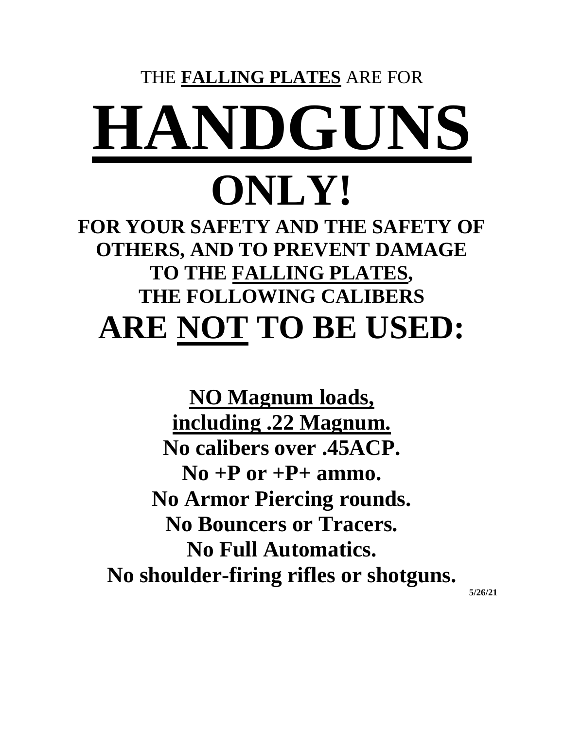THE **FALLING PLATES** ARE FOR

# HANDGUNS

# ONLY!

**FOR YOUR SAFETY AND THE SAFETY OF OTHERS, AND TO PREVENT DAMAGE TO THE FALLING PLATES, THE FOLLOWING CALIBERS**

## ARE NOT TO BE USED:

**NO Magnum loads, including .22 Magnum.**
**No calibers over .45ACP.**
**No +P or +P+ ammo.**
**No Armor Piercing rounds.**
**No Bouncers or Tracers.**
**No Full Automatics.**
**No shoulder-firing rifles or shotguns.**

5/26/21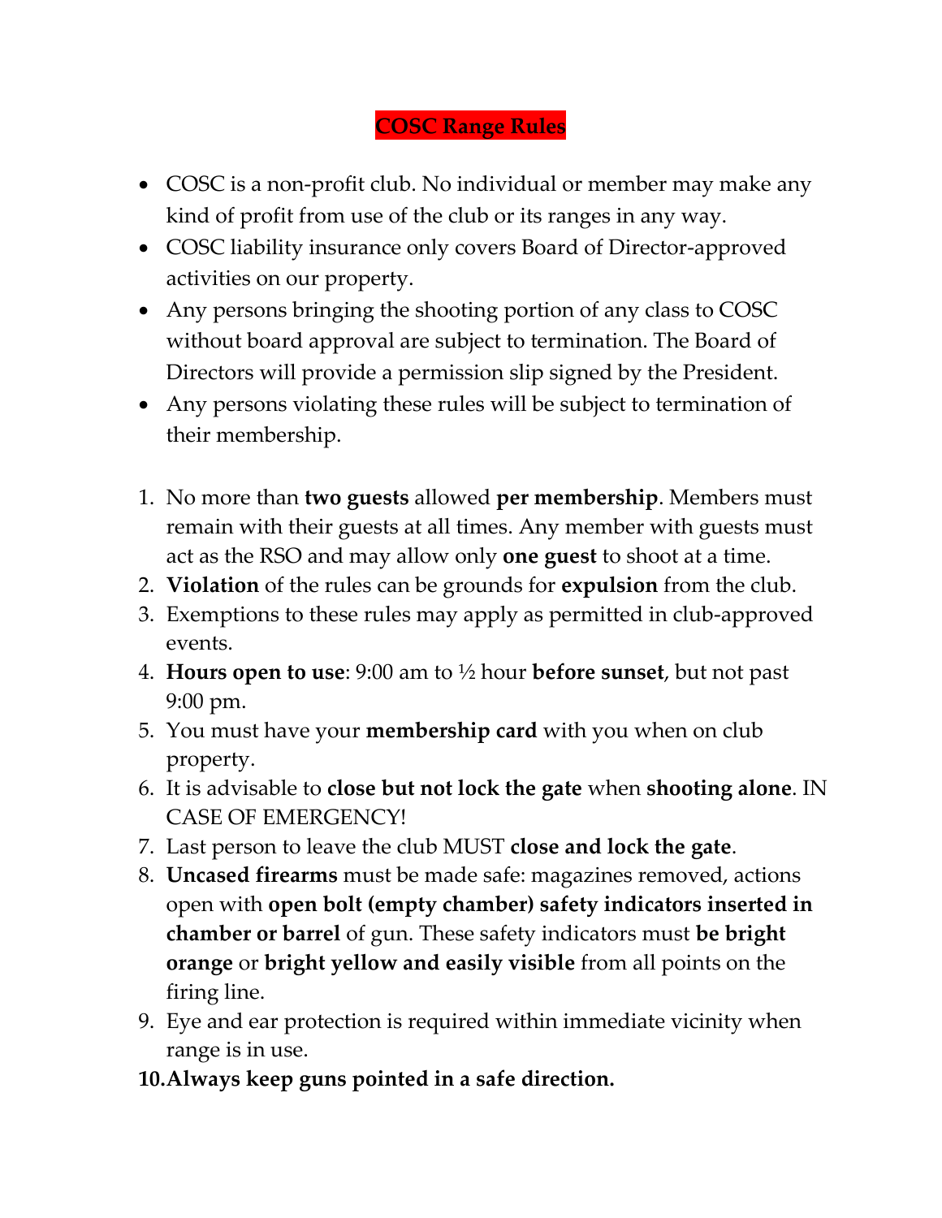# COSC Range Rules

- COSC is a non-profit club. No individual or member may make any kind of profit from use of the club or its ranges in any way.
- COSC liability insurance only covers Board of Director-approved activities on our property.
- Any persons bringing the shooting portion of any class to COSC without board approval are subject to termination. The Board of Directors will provide a permission slip signed by the President.
- Any persons violating these rules will be subject to termination of their membership.

1. No more than **two guests** allowed **per membership**. Members must remain with their guests at all times. Any member with guests must act as the RSO and may allow only **one guest** to shoot at a time.
2. **Violation** of the rules can be grounds for **expulsion** from the club.
3. Exemptions to these rules may apply as permitted in club-approved events.
4. **Hours open to use**: 9:00 am to ½ hour **before sunset**, but not past 9:00 pm.
5. You must have your **membership card** with you when on club property.
6. It is advisable to **close but not lock the gate** when **shooting alone**. IN CASE OF EMERGENCY!
7. Last person to leave the club MUST **close and lock the gate**.
8. **Uncased firearms** must be made safe: magazines removed, actions open with **open bolt (empty chamber) safety indicators inserted in chamber or barrel** of gun. These safety indicators must **be bright orange** or **bright yellow and easily visible** from all points on the firing line.
9. Eye and ear protection is required within immediate vicinity when range is in use.
10. **Always keep guns pointed in a safe direction.**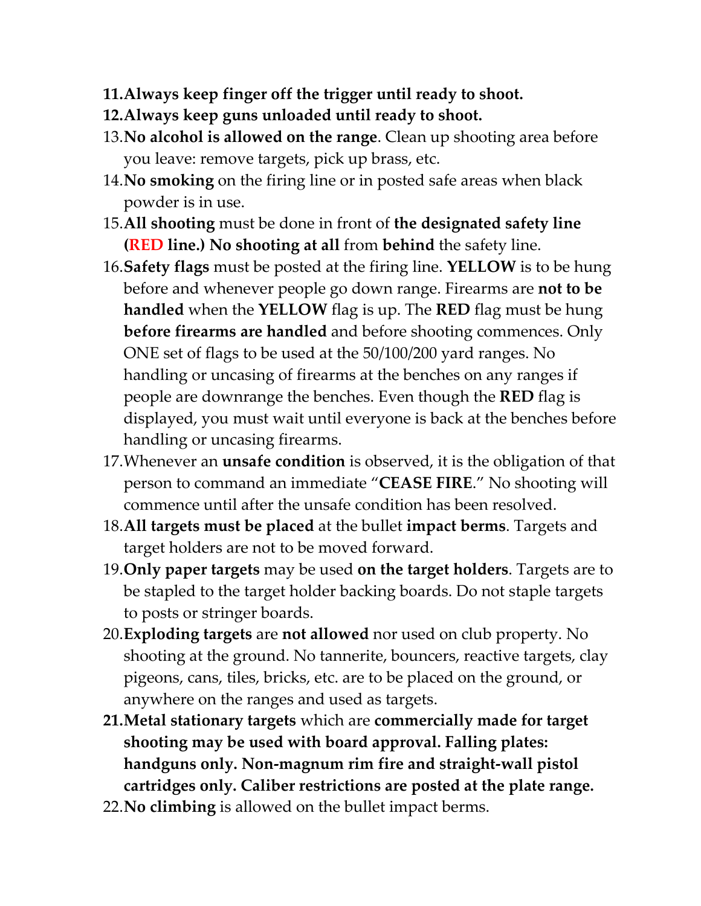11. **Always keep finger off the trigger until ready to shoot.**
12. **Always keep guns unloaded until ready to shoot.**
13. **No alcohol is allowed on the range**. Clean up shooting area before you leave: remove targets, pick up brass, etc.
14. **No smoking** on the firing line or in posted safe areas when black powder is in use.
15. **All shooting** must be done in front of **the designated safety line (RED line.) No shooting at all** from **behind** the safety line.
16. **Safety flags** must be posted at the firing line. **YELLOW** is to be hung before and whenever people go down range. Firearms are **not to be handled** when the **YELLOW** flag is up. The **RED** flag must be hung **before firearms are handled** and before shooting commences. Only ONE set of flags to be used at the 50/100/200 yard ranges. No handling or uncasing of firearms at the benches on any ranges if people are downrange the benches. Even though the **RED** flag is displayed, you must wait until everyone is back at the benches before handling or uncasing firearms.
17. Whenever an **unsafe condition** is observed, it is the obligation of that person to command an immediate "**CEASE FIRE**." No shooting will commence until after the unsafe condition has been resolved.
18. **All targets must be placed** at the bullet **impact berms**. Targets and target holders are not to be moved forward.
19. **Only paper targets** may be used **on the target holders**. Targets are to be stapled to the target holder backing boards. Do not staple targets to posts or stringer boards.
20. **Exploding targets** are **not allowed** nor used on club property. No shooting at the ground. No tannerite, bouncers, reactive targets, clay pigeons, cans, tiles, bricks, etc. are to be placed on the ground, or anywhere on the ranges and used as targets.
21. **Metal stationary targets** which are **commercially made for target shooting may be used with board approval. Falling plates: handguns only. Non-magnum rim fire and straight-wall pistol cartridges only. Caliber restrictions are posted at the plate range.**
22. **No climbing** is allowed on the bullet impact berms.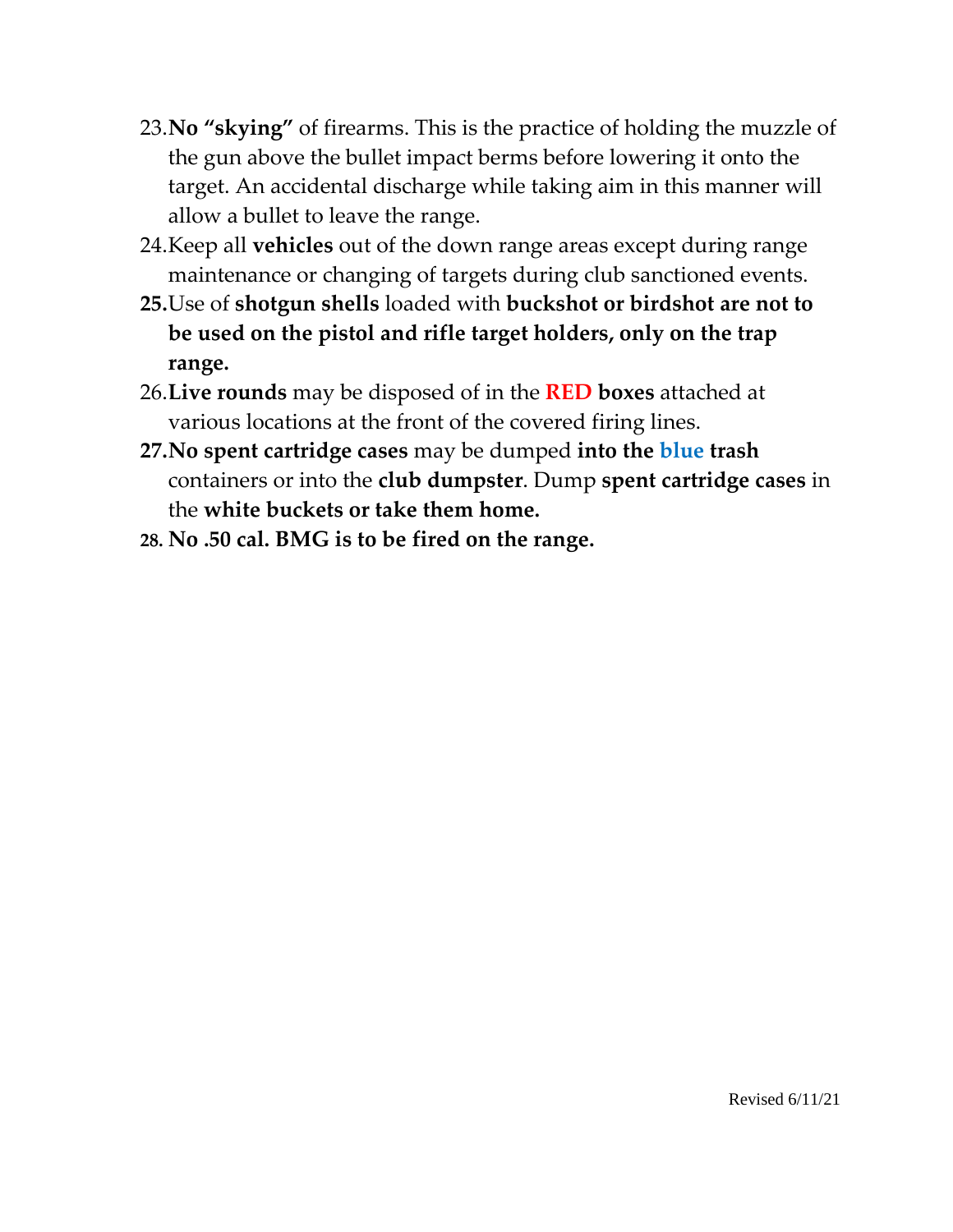23. **No "skying"** of firearms. This is the practice of holding the muzzle of the gun above the bullet impact berms before lowering it onto the target. An accidental discharge while taking aim in this manner will allow a bullet to leave the range.
24. Keep all **vehicles** out of the down range areas except during range maintenance or changing of targets during club sanctioned events.
25. Use of **shotgun shells** loaded with **buckshot or birdshot are not to be used on the pistol and rifle target holders, only on the trap range.**
26. **Live rounds** may be disposed of in the **RED boxes** attached at various locations at the front of the covered firing lines.
27. **No spent cartridge cases** may be dumped **into the blue trash** containers or into the **club dumpster**. Dump **spent cartridge cases** in the **white buckets or take them home.**
28. **No .50 cal. BMG is to be fired on the range.**

Revised 6/11/21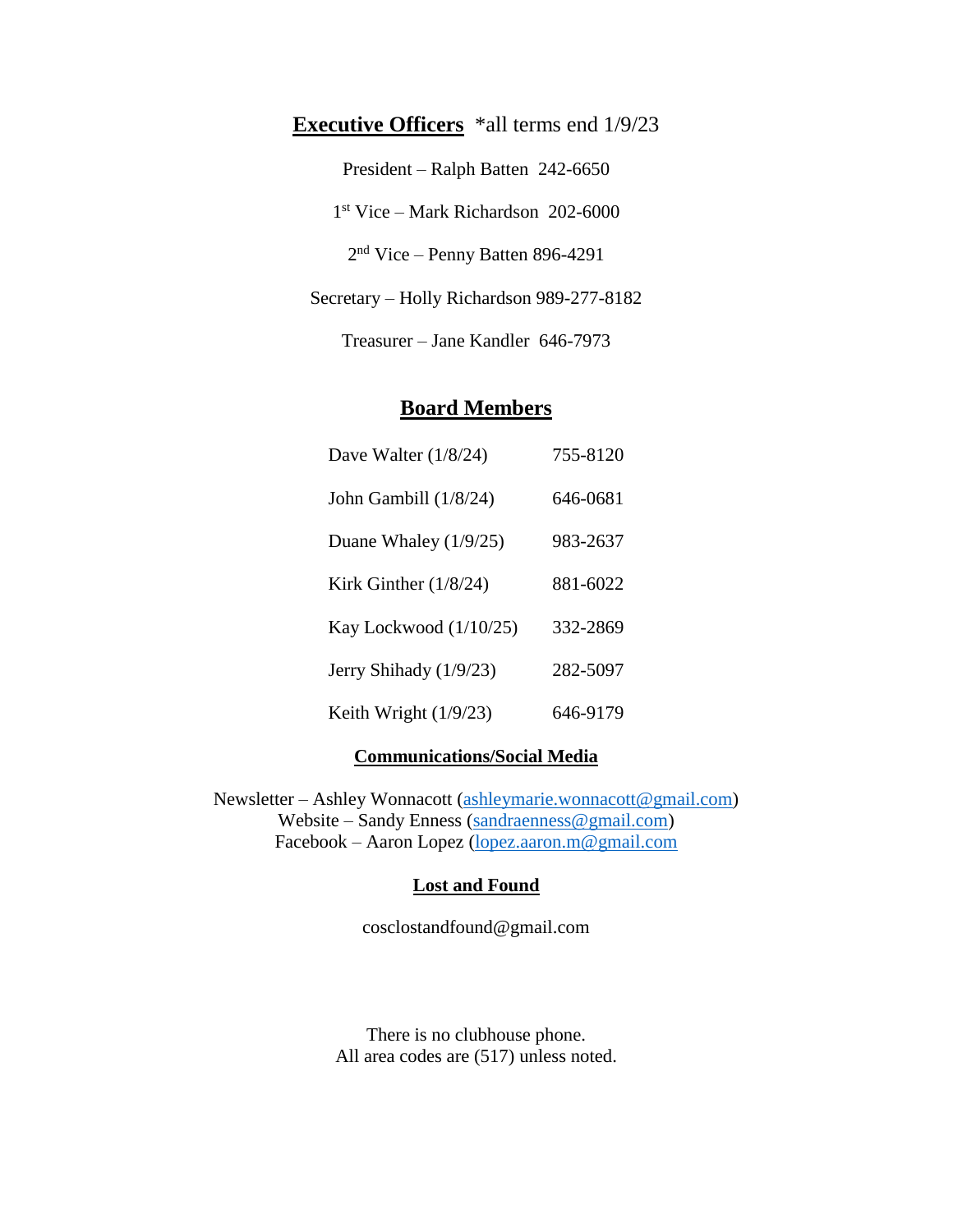## **Executive Officers** *all terms end 1/9/23

President – Ralph Batten 242-6650

1st Vice – Mark Richardson 202-6000

2nd Vice – Penny Batten 896-4291

Secretary – Holly Richardson 989-277-8182

Treasurer – Jane Kandler 646-7973

## **Board Members**

| | |
|---|---|
| Dave Walter (1/8/24) | 755-8120 |
| John Gambill (1/8/24) | 646-0681 |
| Duane Whaley (1/9/25) | 983-2637 |
| Kirk Ginther (1/8/24) | 881-6022 |
| Kay Lockwood (1/10/25) | 332-2869 |
| Jerry Shihady (1/9/23) | 282-5097 |
| Keith Wright (1/9/23) | 646-9179 |

### **Communications/Social Media**

Newsletter – Ashley Wonnacott (ashleymarie.wonnacott@gmail.com)
Website – Sandy Enness (sandraenness@gmail.com)
Facebook – Aaron Lopez (lopez.aaron.m@gmail.com

### **Lost and Found**

cosclostandfound@gmail.com

There is no clubhouse phone.
All area codes are (517) unless noted.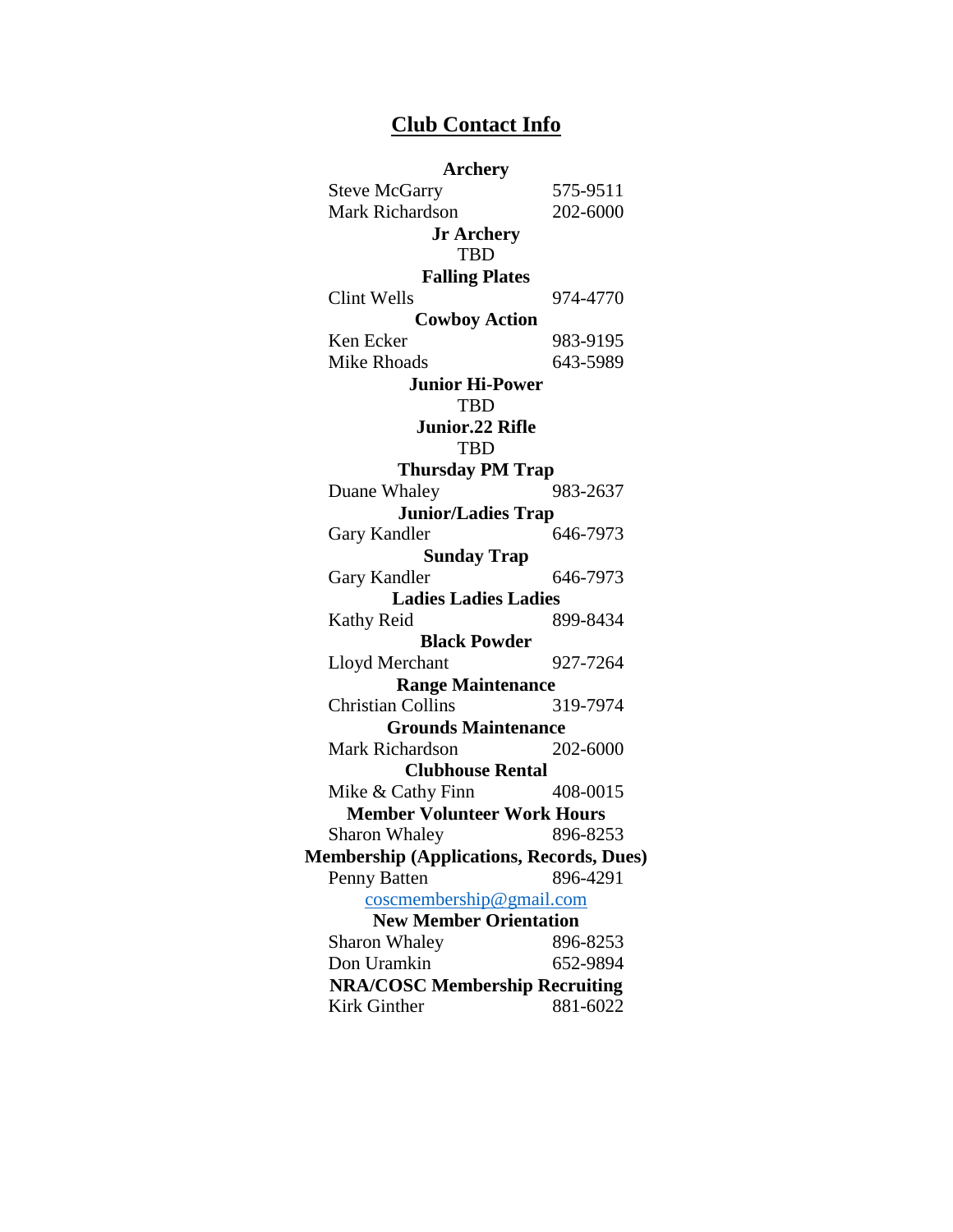## Club Contact Info

**Archery**

Steve McGarry 575-9511
Mark Richardson 202-6000

**Jr Archery**

TBD

**Falling Plates**

Clint Wells 974-4770

**Cowboy Action**

Ken Ecker 983-9195
Mike Rhoads 643-5989

**Junior Hi-Power**

TBD

**Junior.22 Rifle**

TBD

**Thursday PM Trap**

Duane Whaley 983-2637

**Junior/Ladies Trap**

Gary Kandler 646-7973

**Sunday Trap**

Gary Kandler 646-7973

**Ladies Ladies Ladies**

Kathy Reid 899-8434

**Black Powder**

Lloyd Merchant 927-7264

**Range Maintenance**

Christian Collins 319-7974

**Grounds Maintenance**

Mark Richardson 202-6000

**Clubhouse Rental**

Mike & Cathy Finn 408-0015

**Member Volunteer Work Hours**

Sharon Whaley 896-8253

**Membership (Applications, Records, Dues)**

Penny Batten 896-4291
coscmembership@gmail.com

**New Member Orientation**

Sharon Whaley 896-8253
Don Uramkin 652-9894

**NRA/COSC Membership Recruiting**

Kirk Ginther 881-6022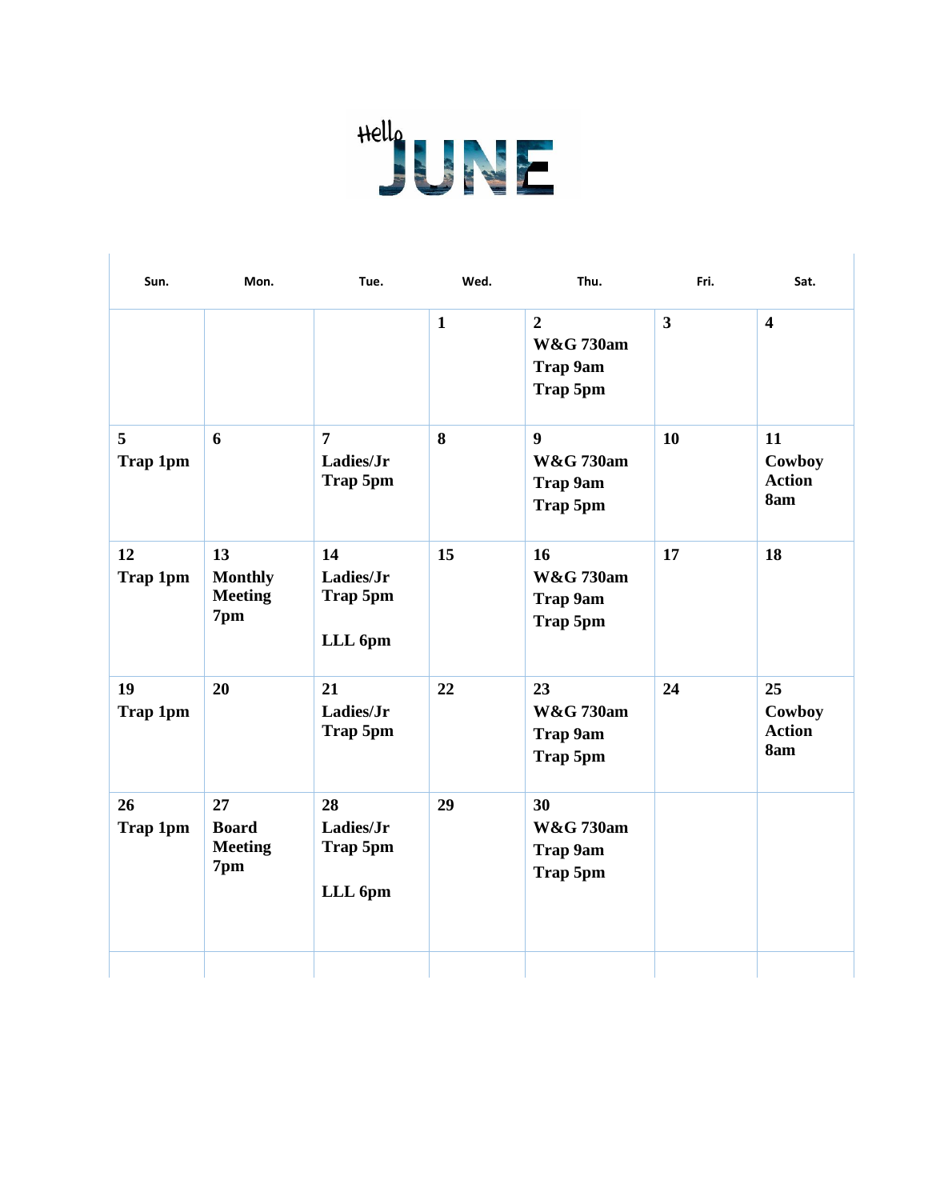# Hello JUNE

| Sun. | Mon. | Tue. | Wed. | Thu. | Fri. | Sat. |
|---|---|---|---|---|---|---|
| | | | **1** | **2**<br>**W&G 730am**<br>**Trap 9am**<br>**Trap 5pm** | **3** | **4** |
| **5**<br>**Trap 1pm** | **6** | **7**<br>**Ladies/Jr Trap 5pm** | **8** | **9**<br>**W&G 730am**<br>**Trap 9am**<br>**Trap 5pm** | **10** | **11**<br>**Cowboy Action 8am** |
| **12**<br>**Trap 1pm** | **13**<br>**Monthly Meeting 7pm** | **14**<br>**Ladies/Jr Trap 5pm**<br><br>**LLL 6pm** | **15** | **16**<br>**W&G 730am**<br>**Trap 9am**<br>**Trap 5pm** | **17** | **18** |
| **19**<br>**Trap 1pm** | **20** | **21**<br>**Ladies/Jr Trap 5pm** | **22** | **23**<br>**W&G 730am**<br>**Trap 9am**<br>**Trap 5pm** | **24** | **25**<br>**Cowboy Action 8am** |
| **26**<br>**Trap 1pm** | **27**<br>**Board Meeting 7pm** | **28**<br>**Ladies/Jr Trap 5pm**<br><br>**LLL 6pm** | **29** | **30**<br>**W&G 730am**<br>**Trap 9am**<br>**Trap 5pm** | | |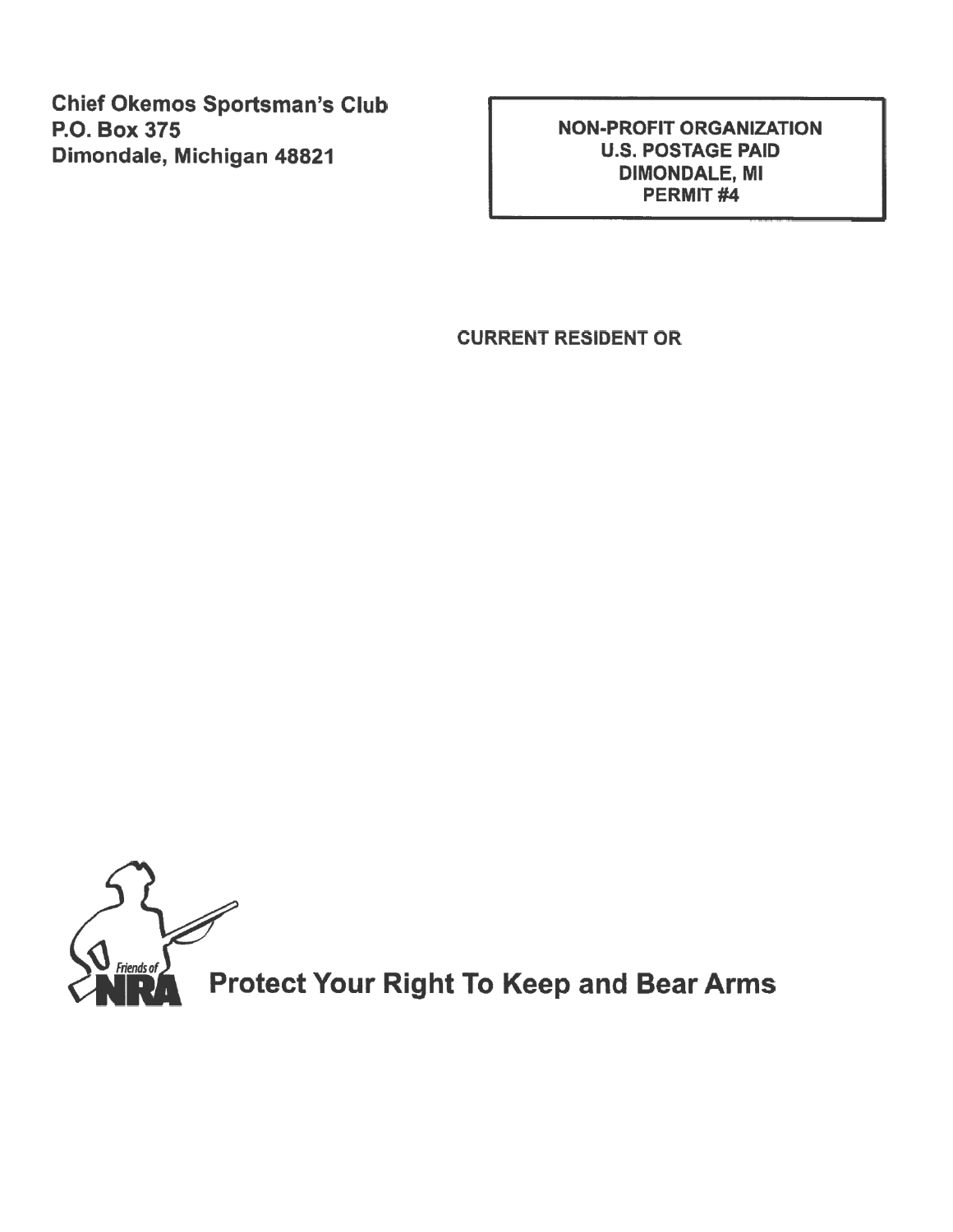Chief Okemos Sportsman's Club
P.O. Box 375
Dimondale, Michigan 48821

NON-PROFIT ORGANIZATION
U.S. POSTAGE PAID
DIMONDALE, MI
PERMIT #4

CURRENT RESIDENT OR

Friends of NRA

**Protect Your Right To Keep and Bear Arms**